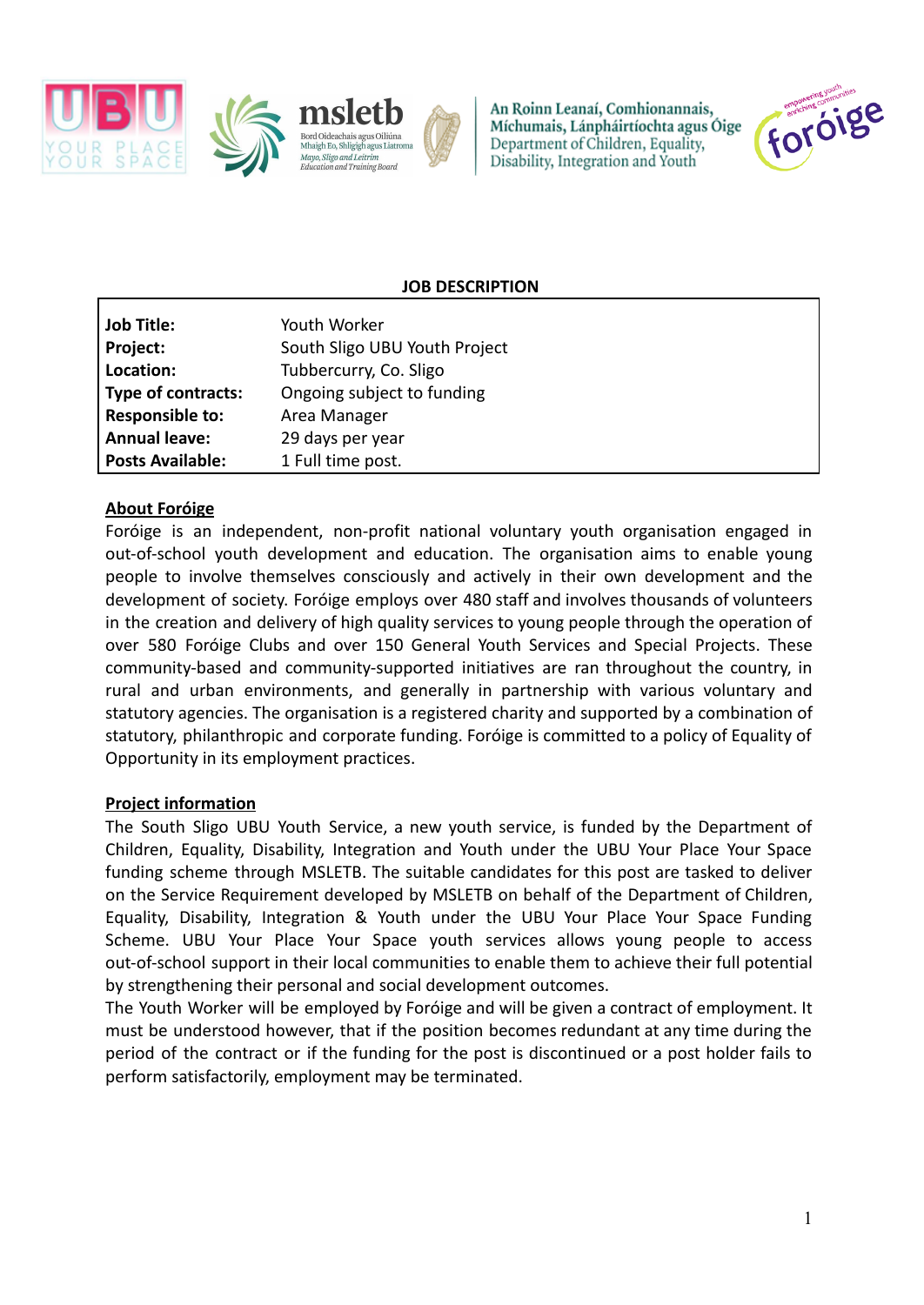## JOB DESCRIPTION

| | |
|---|---|
| **Job Title:** | Youth Worker |
| **Project:** | South Sligo UBU Youth Project |
| **Location:** | Tubbercurry, Co. Sligo |
| **Type of contracts:** | Ongoing subject to funding |
| **Responsible to:** | Area Manager |
| **Annual leave:** | 29 days per year |
| **Posts Available:** | 1 Full time post. |

### About Foróige

Foróige is an independent, non-profit national voluntary youth organisation engaged in out-of-school youth development and education. The organisation aims to enable young people to involve themselves consciously and actively in their own development and the development of society. Foróige employs over 480 staff and involves thousands of volunteers in the creation and delivery of high quality services to young people through the operation of over 580 Foróige Clubs and over 150 General Youth Services and Special Projects. These community-based and community-supported initiatives are ran throughout the country, in rural and urban environments, and generally in partnership with various voluntary and statutory agencies. The organisation is a registered charity and supported by a combination of statutory, philanthropic and corporate funding. Foróige is committed to a policy of Equality of Opportunity in its employment practices.

### Project information

The South Sligo UBU Youth Service, a new youth service, is funded by the Department of Children, Equality, Disability, Integration and Youth under the UBU Your Place Your Space funding scheme through MSLETB. The suitable candidates for this post are tasked to deliver on the Service Requirement developed by MSLETB on behalf of the Department of Children, Equality, Disability, Integration & Youth under the UBU Your Place Your Space Funding Scheme. UBU Your Place Your Space youth services allows young people to access out-of-school support in their local communities to enable them to achieve their full potential by strengthening their personal and social development outcomes.

The Youth Worker will be employed by Foróige and will be given a contract of employment. It must be understood however, that if the position becomes redundant at any time during the period of the contract or if the funding for the post is discontinued or a post holder fails to perform satisfactorily, employment may be terminated.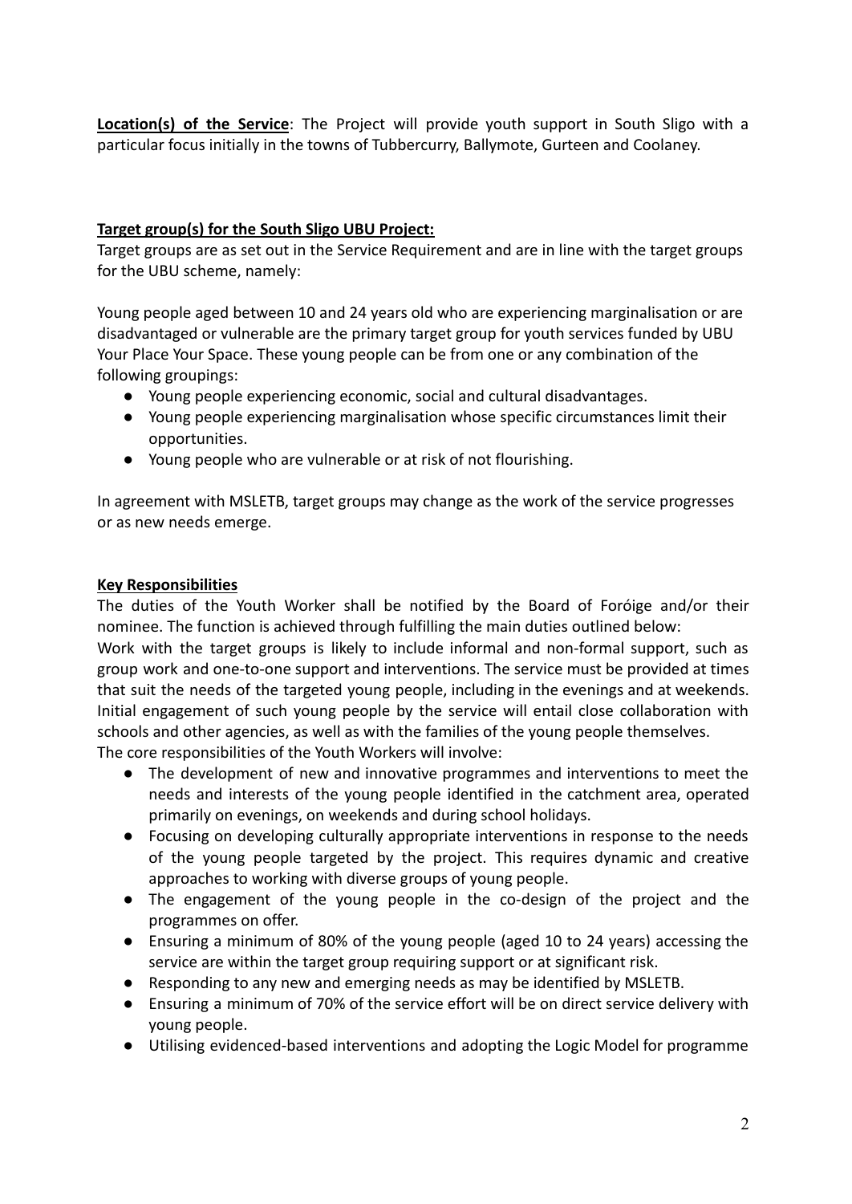**Location(s) of the Service**: The Project will provide youth support in South Sligo with a particular focus initially in the towns of Tubbercurry, Ballymote, Gurteen and Coolaney.

**Target group(s) for the South Sligo UBU Project:**

Target groups are as set out in the Service Requirement and are in line with the target groups for the UBU scheme, namely:

Young people aged between 10 and 24 years old who are experiencing marginalisation or are disadvantaged or vulnerable are the primary target group for youth services funded by UBU Your Place Your Space. These young people can be from one or any combination of the following groupings:

- Young people experiencing economic, social and cultural disadvantages.
- Young people experiencing marginalisation whose specific circumstances limit their opportunities.
- Young people who are vulnerable or at risk of not flourishing.

In agreement with MSLETB, target groups may change as the work of the service progresses or as new needs emerge.

**Key Responsibilities**

The duties of the Youth Worker shall be notified by the Board of Foróige and/or their nominee. The function is achieved through fulfilling the main duties outlined below:

Work with the target groups is likely to include informal and non-formal support, such as group work and one-to-one support and interventions. The service must be provided at times that suit the needs of the targeted young people, including in the evenings and at weekends. Initial engagement of such young people by the service will entail close collaboration with schools and other agencies, as well as with the families of the young people themselves.

The core responsibilities of the Youth Workers will involve:

- The development of new and innovative programmes and interventions to meet the needs and interests of the young people identified in the catchment area, operated primarily on evenings, on weekends and during school holidays.
- Focusing on developing culturally appropriate interventions in response to the needs of the young people targeted by the project. This requires dynamic and creative approaches to working with diverse groups of young people.
- The engagement of the young people in the co-design of the project and the programmes on offer.
- Ensuring a minimum of 80% of the young people (aged 10 to 24 years) accessing the service are within the target group requiring support or at significant risk.
- Responding to any new and emerging needs as may be identified by MSLETB.
- Ensuring a minimum of 70% of the service effort will be on direct service delivery with young people.
- Utilising evidenced-based interventions and adopting the Logic Model for programme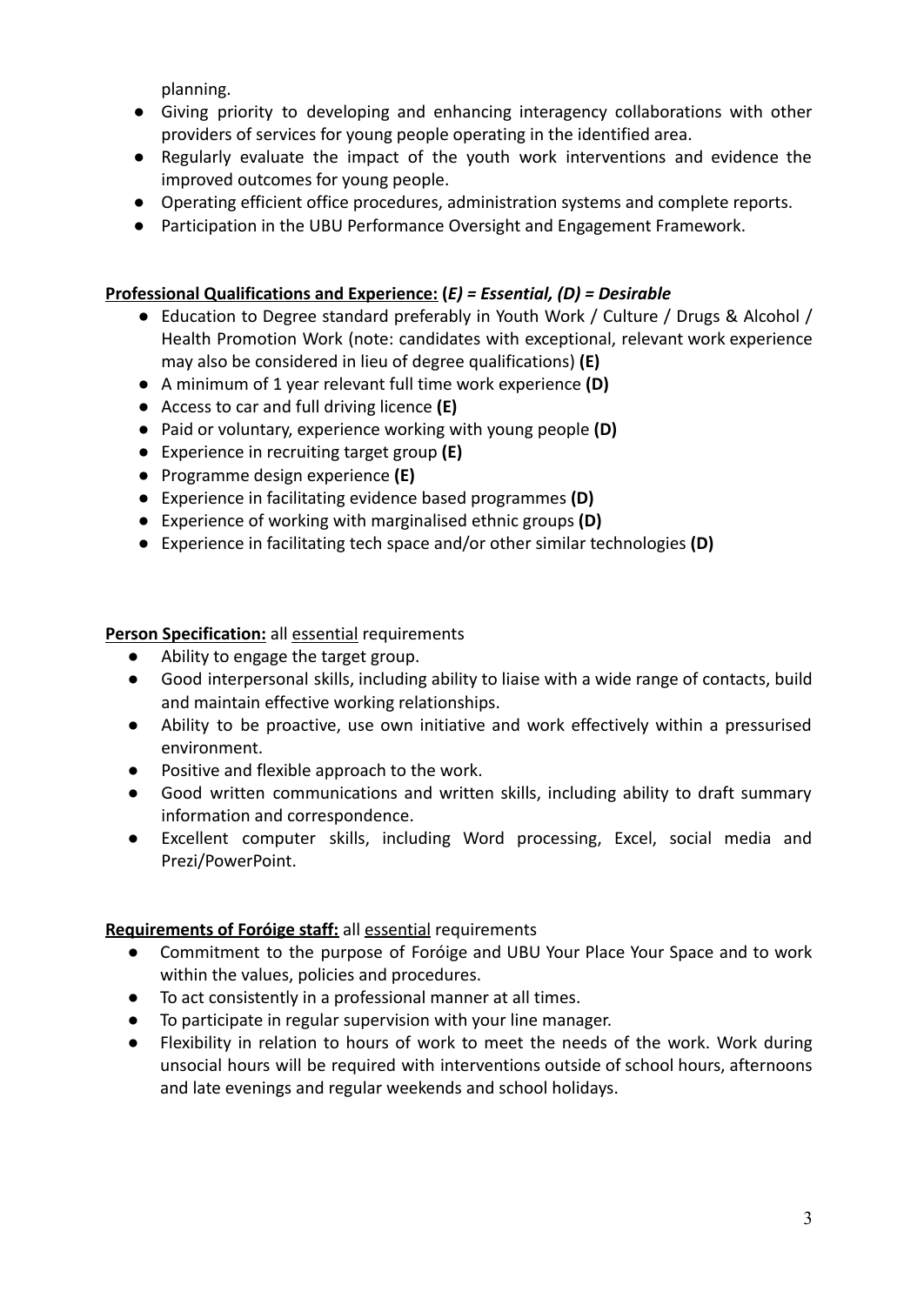planning.

- Giving priority to developing and enhancing interagency collaborations with other providers of services for young people operating in the identified area.
- Regularly evaluate the impact of the youth work interventions and evidence the improved outcomes for young people.
- Operating efficient office procedures, administration systems and complete reports.
- Participation in the UBU Performance Oversight and Engagement Framework.

**Professional Qualifications and Experience: (*E) = Essential, (D) = Desirable***

- Education to Degree standard preferably in Youth Work / Culture / Drugs & Alcohol / Health Promotion Work (note: candidates with exceptional, relevant work experience may also be considered in lieu of degree qualifications) **(E)**
- A minimum of 1 year relevant full time work experience **(D)**
- Access to car and full driving licence **(E)**
- Paid or voluntary, experience working with young people **(D)**
- Experience in recruiting target group **(E)**
- Programme design experience **(E)**
- Experience in facilitating evidence based programmes **(D)**
- Experience of working with marginalised ethnic groups **(D)**
- Experience in facilitating tech space and/or other similar technologies **(D)**

**Person Specification:** all essential requirements

- Ability to engage the target group.
- Good interpersonal skills, including ability to liaise with a wide range of contacts, build and maintain effective working relationships.
- Ability to be proactive, use own initiative and work effectively within a pressurised environment.
- Positive and flexible approach to the work.
- Good written communications and written skills, including ability to draft summary information and correspondence.
- Excellent computer skills, including Word processing, Excel, social media and Prezi/PowerPoint.

**Requirements of Foróige staff:** all essential requirements

- Commitment to the purpose of Foróige and UBU Your Place Your Space and to work within the values, policies and procedures.
- To act consistently in a professional manner at all times.
- To participate in regular supervision with your line manager.
- Flexibility in relation to hours of work to meet the needs of the work. Work during unsocial hours will be required with interventions outside of school hours, afternoons and late evenings and regular weekends and school holidays.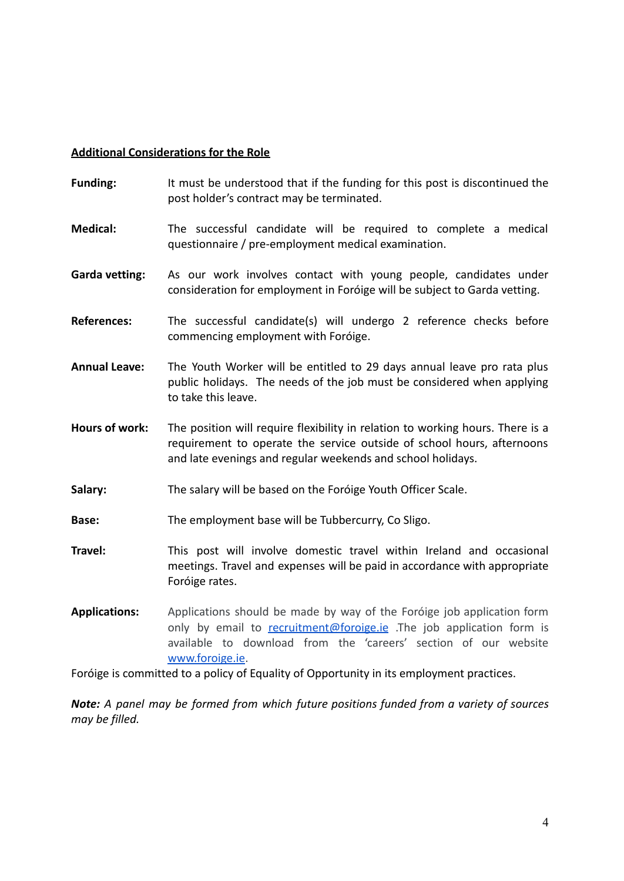## Additional Considerations for the Role

**Funding:** It must be understood that if the funding for this post is discontinued the post holder's contract may be terminated.

**Medical:** The successful candidate will be required to complete a medical questionnaire / pre-employment medical examination.

**Garda vetting:** As our work involves contact with young people, candidates under consideration for employment in Foróige will be subject to Garda vetting.

**References:** The successful candidate(s) will undergo 2 reference checks before commencing employment with Foróige.

**Annual Leave:** The Youth Worker will be entitled to 29 days annual leave pro rata plus public holidays. The needs of the job must be considered when applying to take this leave.

**Hours of work:** The position will require flexibility in relation to working hours. There is a requirement to operate the service outside of school hours, afternoons and late evenings and regular weekends and school holidays.

**Salary:** The salary will be based on the Foróige Youth Officer Scale.

**Base:** The employment base will be Tubbercurry, Co Sligo.

**Travel:** This post will involve domestic travel within Ireland and occasional meetings. Travel and expenses will be paid in accordance with appropriate Foróige rates.

**Applications:** Applications should be made by way of the Foróige job application form only by email to [recruitment@foroige.ie](mailto:recruitment@foroige.ie) .The job application form is available to download from the 'careers' section of our website [www.foroige.ie](http://www.foroige.ie).

Foróige is committed to a policy of Equality of Opportunity in its employment practices.

***Note:*** *A panel may be formed from which future positions funded from a variety of sources may be filled.*